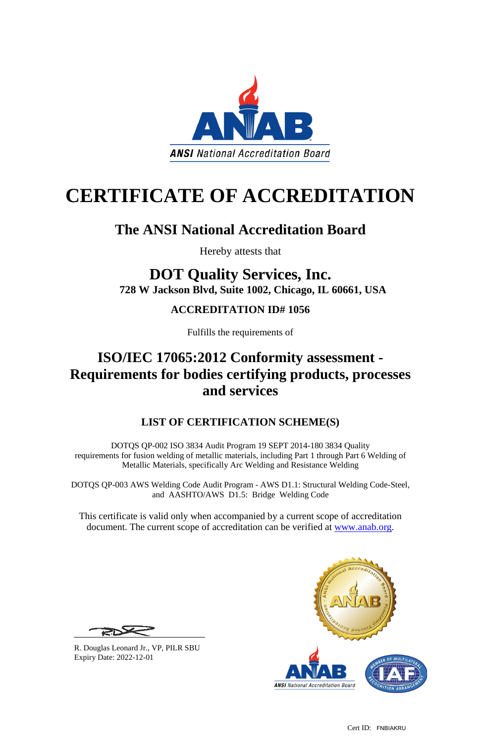ANSI National Accreditation Board

# CERTIFICATE OF ACCREDITATION

## The ANSI National Accreditation Board

Hereby attests that

## DOT Quality Services, Inc.

**728 W Jackson Blvd, Suite 1002, Chicago, IL 60661, USA**

**ACCREDITATION ID# 1056**

Fulfills the requirements of

## ISO/IEC 17065:2012 Conformity assessment - Requirements for bodies certifying products, processes and services

### LIST OF CERTIFICATION SCHEME(S)

DOTQS QP-002 ISO 3834 Audit Program 19 SEPT 2014-180 3834 Quality requirements for fusion welding of metallic materials, including Part 1 through Part 6 Welding of Metallic Materials, specifically Arc Welding and Resistance Welding

DOTQS QP-003 AWS Welding Code Audit Program - AWS D1.1: Structural Welding Code-Steel, and AASHTO/AWS D1.5: Bridge Welding Code

This certificate is valid only when accompanied by a current scope of accreditation document. The current scope of accreditation can be verified at www.anab.org.

R. Douglas Leonard Jr., VP, PILR SBU
Expiry Date: 2022-12-01

Cert ID: FNBIAKRU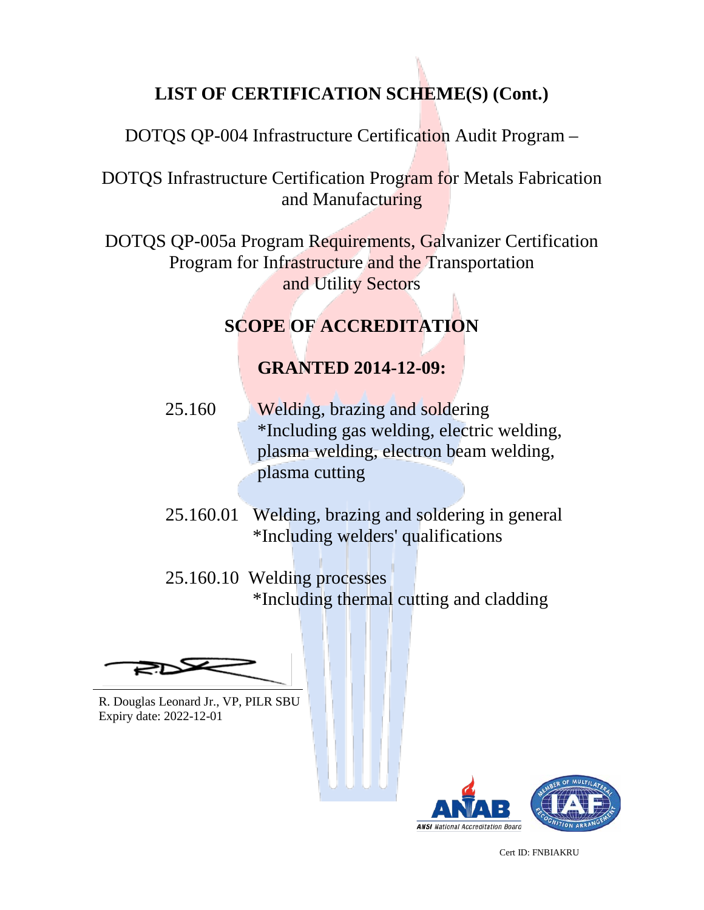## LIST OF CERTIFICATION SCHEME(S) (Cont.)

DOTQS QP-004 Infrastructure Certification Audit Program –

DOTQS Infrastructure Certification Program for Metals Fabrication and Manufacturing

DOTQS QP-005a Program Requirements, Galvanizer Certification Program for Infrastructure and the Transportation and Utility Sectors

## SCOPE OF ACCREDITATION

### GRANTED 2014-12-09:

25.160 Welding, brazing and soldering
*Including gas welding, electric welding, plasma welding, electron beam welding, plasma cutting

25.160.01 Welding, brazing and soldering in general
*Including welders' qualifications

25.160.10 Welding processes
*Including thermal cutting and cladding

R. Douglas Leonard Jr., VP, PILR SBU
Expiry date: 2022-12-01

Cert ID: FNBIAKRU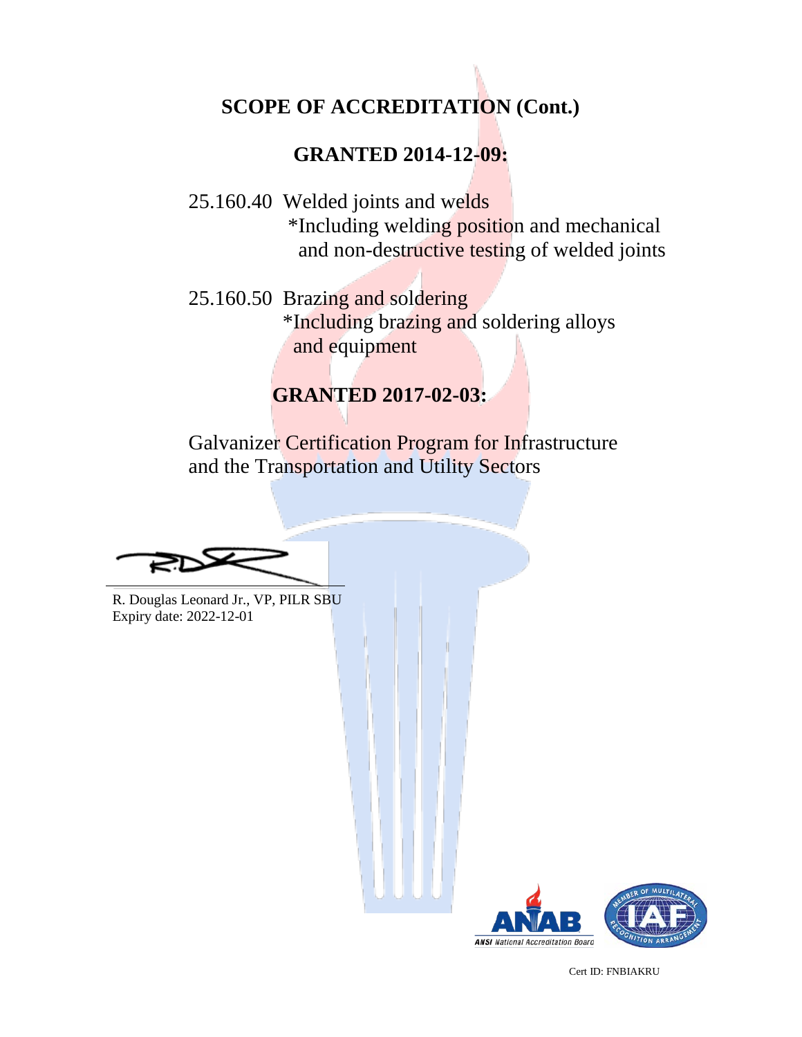## SCOPE OF ACCREDITATION (Cont.)

### GRANTED 2014-12-09:

25.160.40 Welded joints and welds
*Including welding position and mechanical and non-destructive testing of welded joints

25.160.50 Brazing and soldering
*Including brazing and soldering alloys and equipment

### GRANTED 2017-02-03:

Galvanizer Certification Program for Infrastructure and the Transportation and Utility Sectors

R. Douglas Leonard Jr., VP, PILR SBU
Expiry date: 2022-12-01

ANAB
ANSI National Accreditation Board

Member of Multilateral Recognition Arrangement IAF

Cert ID: FNBIAKRU